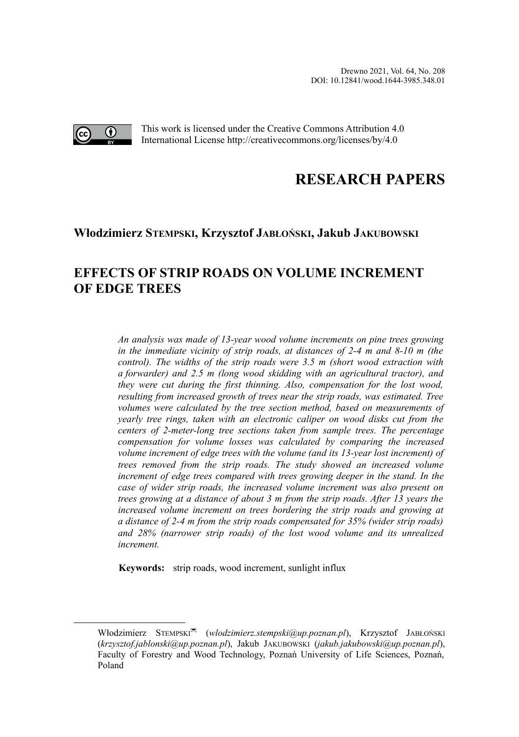Drewno 2021, Vol. 64, No. 208
DOI: 10.12841/wood.1644-3985.348.01

This work is licensed under the Creative Commons Attribution 4.0 International License http://creativecommons.org/licenses/by/4.0

# RESEARCH PAPERS

**Włodzimierz STEMPSKI, Krzysztof JABŁOŃSKI, Jakub JAKUBOWSKI**

## EFFECTS OF STRIP ROADS ON VOLUME INCREMENT OF EDGE TREES

*An analysis was made of 13-year wood volume increments on pine trees growing in the immediate vicinity of strip roads, at distances of 2-4 m and 8-10 m (the control). The widths of the strip roads were 3.5 m (short wood extraction with a forwarder) and 2.5 m (long wood skidding with an agricultural tractor), and they were cut during the first thinning. Also, compensation for the lost wood, resulting from increased growth of trees near the strip roads, was estimated. Tree volumes were calculated by the tree section method, based on measurements of yearly tree rings, taken with an electronic caliper on wood disks cut from the centers of 2-meter-long tree sections taken from sample trees. The percentage compensation for volume losses was calculated by comparing the increased volume increment of edge trees with the volume (and its 13-year lost increment) of trees removed from the strip roads. The study showed an increased volume increment of edge trees compared with trees growing deeper in the stand. In the case of wider strip roads, the increased volume increment was also present on trees growing at a distance of about 3 m from the strip roads. After 13 years the increased volume increment on trees bordering the strip roads and growing at a distance of 2-4 m from the strip roads compensated for 35% (wider strip roads) and 28% (narrower strip roads) of the lost wood volume and its unrealized increment.*

**Keywords:** strip roads, wood increment, sunlight influx

---

Włodzimierz STEMPSKI✉ (*wlodzimierz.stempski@up.poznan.pl*), Krzysztof JABŁOŃSKI (*krzysztof.jablonski@up.poznan.pl*), Jakub JAKUBOWSKI (*jakub.jakubowski@up.poznan.pl*), Faculty of Forestry and Wood Technology, Poznań University of Life Sciences, Poznań, Poland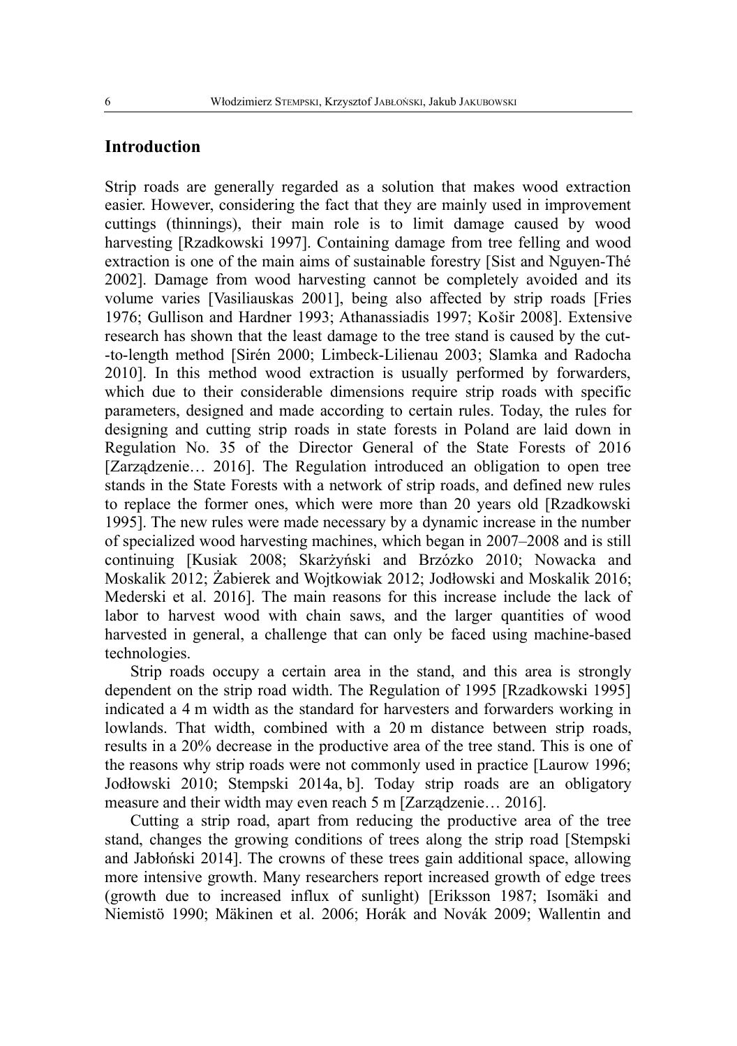## Introduction

Strip roads are generally regarded as a solution that makes wood extraction easier. However, considering the fact that they are mainly used in improvement cuttings (thinnings), their main role is to limit damage caused by wood harvesting [Rzadkowski 1997]. Containing damage from tree felling and wood extraction is one of the main aims of sustainable forestry [Sist and Nguyen-Thé 2002]. Damage from wood harvesting cannot be completely avoided and its volume varies [Vasiliauskas 2001], being also affected by strip roads [Fries 1976; Gullison and Hardner 1993; Athanassiadis 1997; Košir 2008]. Extensive research has shown that the least damage to the tree stand is caused by the cut-to-length method [Sirén 2000; Limbeck-Lilienau 2003; Slamka and Radocha 2010]. In this method wood extraction is usually performed by forwarders, which due to their considerable dimensions require strip roads with specific parameters, designed and made according to certain rules. Today, the rules for designing and cutting strip roads in state forests in Poland are laid down in Regulation No. 35 of the Director General of the State Forests of 2016 [Zarządzenie… 2016]. The Regulation introduced an obligation to open tree stands in the State Forests with a network of strip roads, and defined new rules to replace the former ones, which were more than 20 years old [Rzadkowski 1995]. The new rules were made necessary by a dynamic increase in the number of specialized wood harvesting machines, which began in 2007–2008 and is still continuing [Kusiak 2008; Skarżyński and Brzózko 2010; Nowacka and Moskalik 2012; Żabierek and Wojtkowiak 2012; Jodłowski and Moskalik 2016; Mederski et al. 2016]. The main reasons for this increase include the lack of labor to harvest wood with chain saws, and the larger quantities of wood harvested in general, a challenge that can only be faced using machine-based technologies.

Strip roads occupy a certain area in the stand, and this area is strongly dependent on the strip road width. The Regulation of 1995 [Rzadkowski 1995] indicated a 4 m width as the standard for harvesters and forwarders working in lowlands. That width, combined with a 20 m distance between strip roads, results in a 20% decrease in the productive area of the tree stand. This is one of the reasons why strip roads were not commonly used in practice [Laurow 1996; Jodłowski 2010; Stempski 2014a, b]. Today strip roads are an obligatory measure and their width may even reach 5 m [Zarządzenie… 2016].

Cutting a strip road, apart from reducing the productive area of the tree stand, changes the growing conditions of trees along the strip road [Stempski and Jabłoński 2014]. The crowns of these trees gain additional space, allowing more intensive growth. Many researchers report increased growth of edge trees (growth due to increased influx of sunlight) [Eriksson 1987; Isomäki and Niemistö 1990; Mäkinen et al. 2006; Horák and Novák 2009; Wallentin and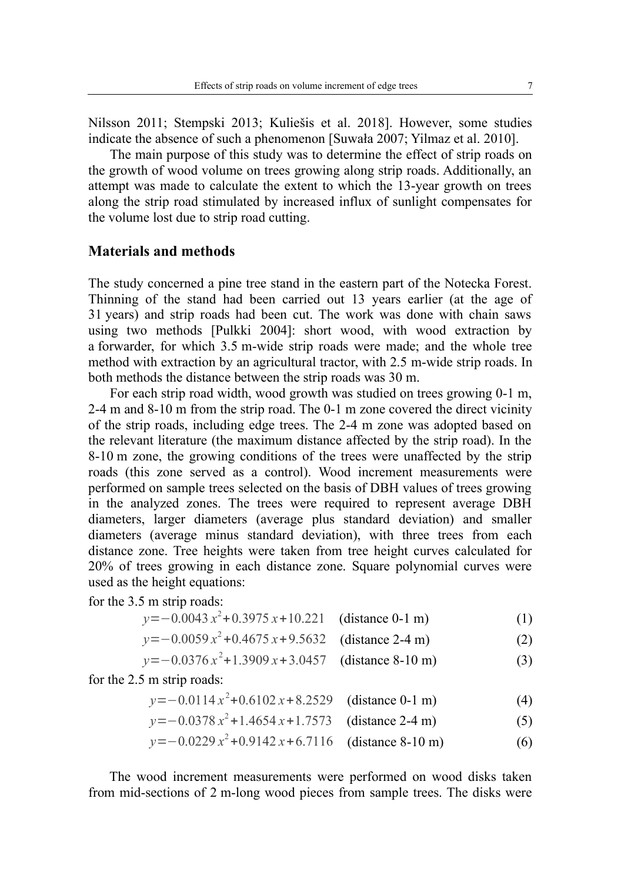Nilsson 2011; Stempski 2013; Kuliešis et al. 2018]. However, some studies indicate the absence of such a phenomenon [Suwała 2007; Yilmaz et al. 2010].

The main purpose of this study was to determine the effect of strip roads on the growth of wood volume on trees growing along strip roads. Additionally, an attempt was made to calculate the extent to which the 13-year growth on trees along the strip road stimulated by increased influx of sunlight compensates for the volume lost due to strip road cutting.

## Materials and methods

The study concerned a pine tree stand in the eastern part of the Notecka Forest. Thinning of the stand had been carried out 13 years earlier (at the age of 31 years) and strip roads had been cut. The work was done with chain saws using two methods [Pulkki 2004]: short wood, with wood extraction by a forwarder, for which 3.5 m-wide strip roads were made; and the whole tree method with extraction by an agricultural tractor, with 2.5 m-wide strip roads. In both methods the distance between the strip roads was 30 m.

For each strip road width, wood growth was studied on trees growing 0-1 m, 2-4 m and 8-10 m from the strip road. The 0-1 m zone covered the direct vicinity of the strip roads, including edge trees. The 2-4 m zone was adopted based on the relevant literature (the maximum distance affected by the strip road). In the 8-10 m zone, the growing conditions of the trees were unaffected by the strip roads (this zone served as a control). Wood increment measurements were performed on sample trees selected on the basis of DBH values of trees growing in the analyzed zones. The trees were required to represent average DBH diameters, larger diameters (average plus standard deviation) and smaller diameters (average minus standard deviation), with three trees from each distance zone. Tree heights were taken from tree height curves calculated for 20% of trees growing in each distance zone. Square polynomial curves were used as the height equations:

for the 3.5 m strip roads:

$$y=-0.0043\,x^2+0.3975\,x+10.221 \quad \text{(distance 0-1 m)} \tag{1}$$

$$y=-0.0059\,x^2+0.4675\,x+9.5632 \quad \text{(distance 2-4 m)} \tag{2}$$

$$y=-0.0376\,x^2+1.3909\,x+3.0457 \quad \text{(distance 8-10 m)} \tag{3}$$

for the 2.5 m strip roads:

$$y=-0.0114\,x^2+0.6102\,x+8.2529 \quad \text{(distance 0-1 m)} \tag{4}$$

$$y=-0.0378\,x^2+1.4654\,x+1.7573 \quad \text{(distance 2-4 m)} \tag{5}$$

$$y=-0.0229\,x^2+0.9142\,x+6.7116 \quad \text{(distance 8-10 m)} \tag{6}$$

The wood increment measurements were performed on wood disks taken from mid-sections of 2 m-long wood pieces from sample trees. The disks were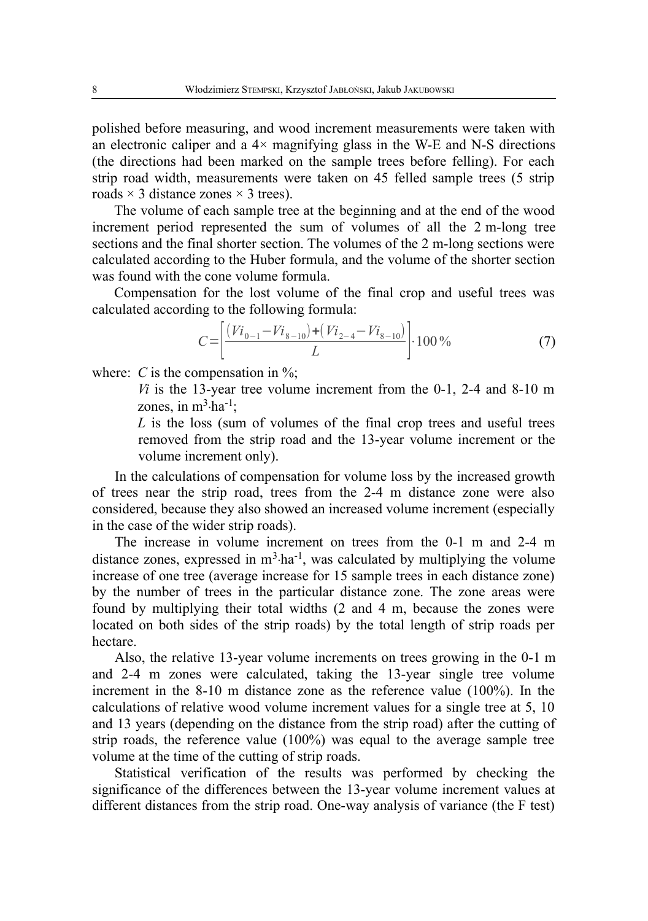polished before measuring, and wood increment measurements were taken with an electronic caliper and a 4× magnifying glass in the W-E and N-S directions (the directions had been marked on the sample trees before felling). For each strip road width, measurements were taken on 45 felled sample trees (5 strip roads × 3 distance zones × 3 trees).

The volume of each sample tree at the beginning and at the end of the wood increment period represented the sum of volumes of all the 2 m-long tree sections and the final shorter section. The volumes of the 2 m-long sections were calculated according to the Huber formula, and the volume of the shorter section was found with the cone volume formula.

Compensation for the lost volume of the final crop and useful trees was calculated according to the following formula:

$$C = \left[ \frac{(Vi_{0-1} - Vi_{8-10}) + (Vi_{2-4} - Vi_{8-10})}{L} \right] \cdot 100\% \tag{7}$$

where: $C$ is the compensation in %;

$Vi$ is the 13-year tree volume increment from the 0-1, 2-4 and 8-10 m zones, in $m^3 \cdot ha^{-1}$;

$L$ is the loss (sum of volumes of the final crop trees and useful trees removed from the strip road and the 13-year volume increment or the volume increment only).

In the calculations of compensation for volume loss by the increased growth of trees near the strip road, trees from the 2-4 m distance zone were also considered, because they also showed an increased volume increment (especially in the case of the wider strip roads).

The increase in volume increment on trees from the 0-1 m and 2-4 m distance zones, expressed in $m^3 \cdot ha^{-1}$, was calculated by multiplying the volume increase of one tree (average increase for 15 sample trees in each distance zone) by the number of trees in the particular distance zone. The zone areas were found by multiplying their total widths (2 and 4 m, because the zones were located on both sides of the strip roads) by the total length of strip roads per hectare.

Also, the relative 13-year volume increments on trees growing in the 0-1 m and 2-4 m zones were calculated, taking the 13-year single tree volume increment in the 8-10 m distance zone as the reference value (100%). In the calculations of relative wood volume increment values for a single tree at 5, 10 and 13 years (depending on the distance from the strip road) after the cutting of strip roads, the reference value (100%) was equal to the average sample tree volume at the time of the cutting of strip roads.

Statistical verification of the results was performed by checking the significance of the differences between the 13-year volume increment values at different distances from the strip road. One-way analysis of variance (the F test)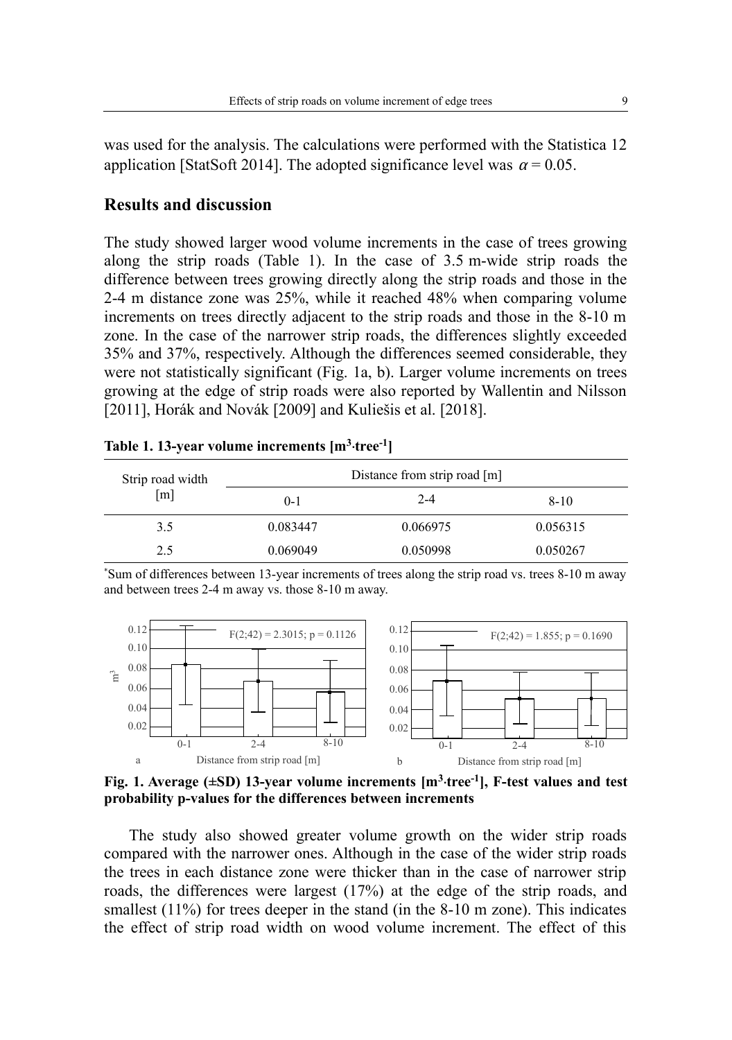was used for the analysis. The calculations were performed with the Statistica 12 application [StatSoft 2014]. The adopted significance level was $\alpha = 0.05$.

## Results and discussion

The study showed larger wood volume increments in the case of trees growing along the strip roads (Table 1). In the case of 3.5 m-wide strip roads the difference between trees growing directly along the strip roads and those in the 2-4 m distance zone was 25%, while it reached 48% when comparing volume increments on trees directly adjacent to the strip roads and those in the 8-10 m zone. In the case of the narrower strip roads, the differences slightly exceeded 35% and 37%, respectively. Although the differences seemed considerable, they were not statistically significant (Fig. 1a, b). Larger volume increments on trees growing at the edge of strip roads were also reported by Wallentin and Nilsson [2011], Horák and Novák [2009] and Kuliešis et al. [2018].

**Table 1. 13-year volume increments [m$^3$·tree$^{-1}$]**

| Strip road width [m] | Distance from strip road [m] | | |
|---|---|---|---|
| | 0-1 | 2-4 | 8-10 |
| 3.5 | 0.083447 | 0.066975 | 0.056315 |
| 2.5 | 0.069049 | 0.050998 | 0.050267 |

*Sum of differences between 13-year increments of trees along the strip road vs. trees 8-10 m away and between trees 2-4 m away vs. those 8-10 m away.

**Fig. 1. Average (±SD) 13-year volume increments [m$^3$·tree$^{-1}$], F-test values and test probability p-values for the differences between increments**

(a: $F(2;42) = 2.3015$; $p = 0.1126$; b: $F(2;42) = 1.855$; $p = 0.1690$)

The study also showed greater volume growth on the wider strip roads compared with the narrower ones. Although in the case of the wider strip roads the trees in each distance zone were thicker than in the case of narrower strip roads, the differences were largest (17%) at the edge of the strip roads, and smallest (11%) for trees deeper in the stand (in the 8-10 m zone). This indicates the effect of strip road width on wood volume increment. The effect of this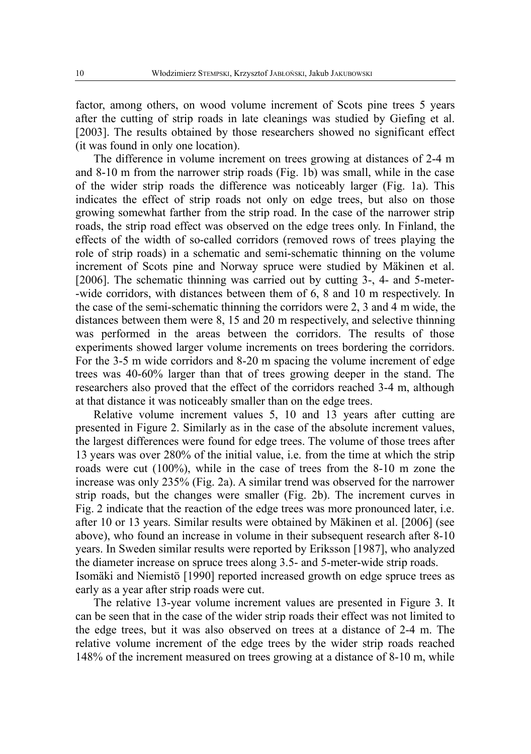factor, among others, on wood volume increment of Scots pine trees 5 years after the cutting of strip roads in late cleanings was studied by Giefing et al. [2003]. The results obtained by those researchers showed no significant effect (it was found in only one location).

The difference in volume increment on trees growing at distances of 2-4 m and 8-10 m from the narrower strip roads (Fig. 1b) was small, while in the case of the wider strip roads the difference was noticeably larger (Fig. 1a). This indicates the effect of strip roads not only on edge trees, but also on those growing somewhat farther from the strip road. In the case of the narrower strip roads, the strip road effect was observed on the edge trees only. In Finland, the effects of the width of so-called corridors (removed rows of trees playing the role of strip roads) in a schematic and semi-schematic thinning on the volume increment of Scots pine and Norway spruce were studied by Mäkinen et al. [2006]. The schematic thinning was carried out by cutting 3-, 4- and 5-meter--wide corridors, with distances between them of 6, 8 and 10 m respectively. In the case of the semi-schematic thinning the corridors were 2, 3 and 4 m wide, the distances between them were 8, 15 and 20 m respectively, and selective thinning was performed in the areas between the corridors. The results of those experiments showed larger volume increments on trees bordering the corridors. For the 3-5 m wide corridors and 8-20 m spacing the volume increment of edge trees was 40-60% larger than that of trees growing deeper in the stand. The researchers also proved that the effect of the corridors reached 3-4 m, although at that distance it was noticeably smaller than on the edge trees.

Relative volume increment values 5, 10 and 13 years after cutting are presented in Figure 2. Similarly as in the case of the absolute increment values, the largest differences were found for edge trees. The volume of those trees after 13 years was over 280% of the initial value, i.e. from the time at which the strip roads were cut (100%), while in the case of trees from the 8-10 m zone the increase was only 235% (Fig. 2a). A similar trend was observed for the narrower strip roads, but the changes were smaller (Fig. 2b). The increment curves in Fig. 2 indicate that the reaction of the edge trees was more pronounced later, i.e. after 10 or 13 years. Similar results were obtained by Mäkinen et al. [2006] (see above), who found an increase in volume in their subsequent research after 8-10 years. In Sweden similar results were reported by Eriksson [1987], who analyzed the diameter increase on spruce trees along 3.5- and 5-meter-wide strip roads. Isomäki and Niemistö [1990] reported increased growth on edge spruce trees as early as a year after strip roads were cut.

The relative 13-year volume increment values are presented in Figure 3. It can be seen that in the case of the wider strip roads their effect was not limited to the edge trees, but it was also observed on trees at a distance of 2-4 m. The relative volume increment of the edge trees by the wider strip roads reached 148% of the increment measured on trees growing at a distance of 8-10 m, while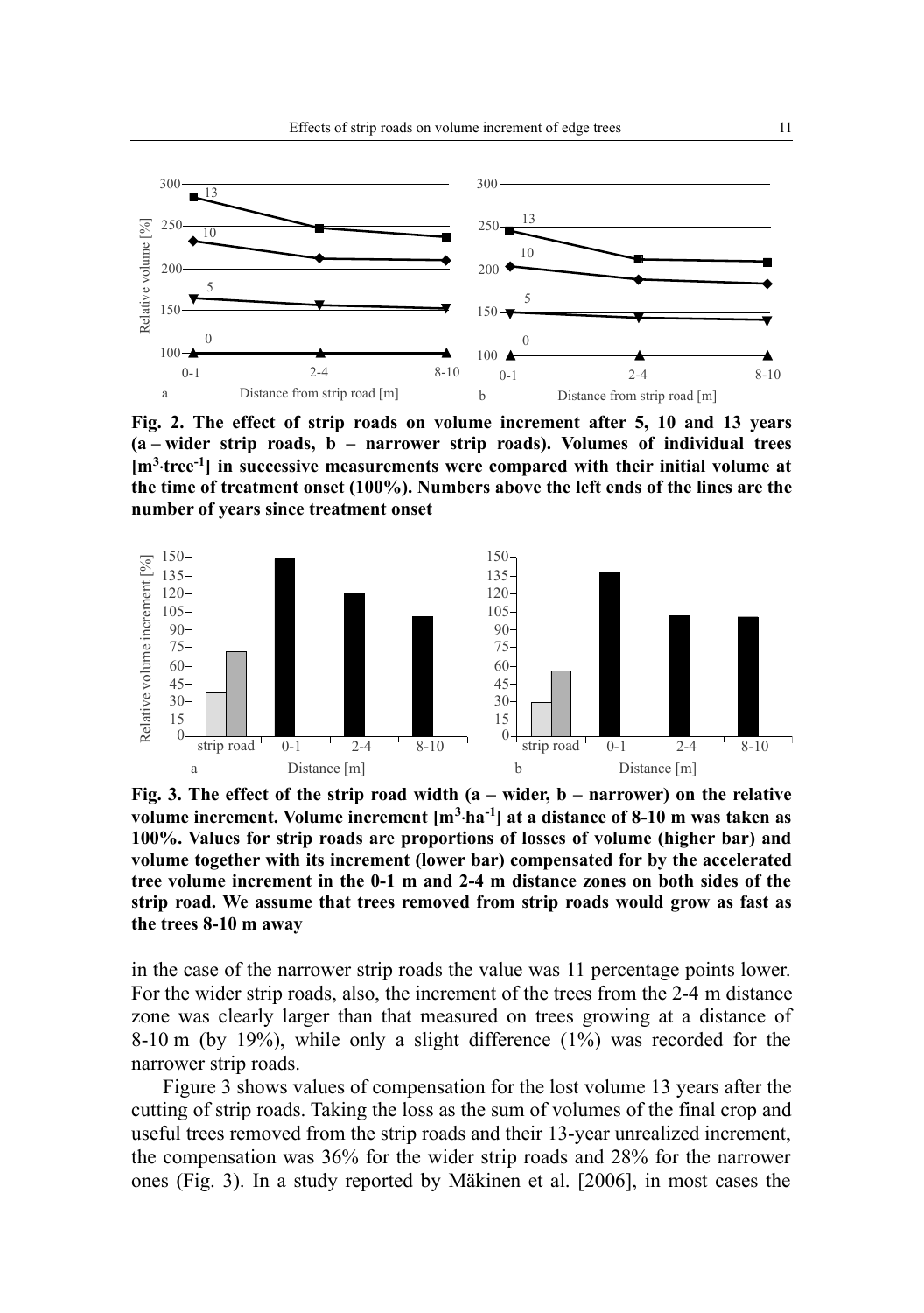Fig. 2. The effect of strip roads on volume increment after 5, 10 and 13 years (a – wider strip roads, b – narrower strip roads). Volumes of individual trees [$m^3 \cdot tree^{-1}$] in successive measurements were compared with their initial volume at the time of treatment onset (100%). Numbers above the left ends of the lines are the number of years since treatment onset

Fig. 3. The effect of the strip road width (a – wider, b – narrower) on the relative volume increment. Volume increment [$m^3 \cdot ha^{-1}$] at a distance of 8-10 m was taken as 100%. Values for strip roads are proportions of losses of volume (higher bar) and volume together with its increment (lower bar) compensated for by the accelerated tree volume increment in the 0-1 m and 2-4 m distance zones on both sides of the strip road. We assume that trees removed from strip roads would grow as fast as the trees 8-10 m away

in the case of the narrower strip roads the value was 11 percentage points lower. For the wider strip roads, also, the increment of the trees from the 2-4 m distance zone was clearly larger than that measured on trees growing at a distance of 8-10 m (by 19%), while only a slight difference (1%) was recorded for the narrower strip roads.

Figure 3 shows values of compensation for the lost volume 13 years after the cutting of strip roads. Taking the loss as the sum of volumes of the final crop and useful trees removed from the strip roads and their 13-year unrealized increment, the compensation was 36% for the wider strip roads and 28% for the narrower ones (Fig. 3). In a study reported by Mäkinen et al. [2006], in most cases the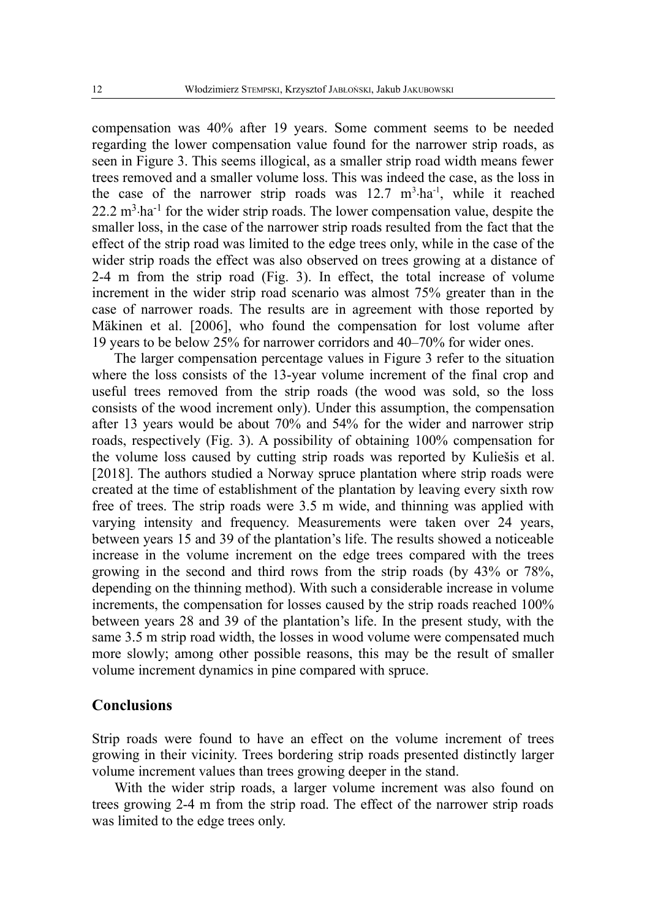compensation was 40% after 19 years. Some comment seems to be needed regarding the lower compensation value found for the narrower strip roads, as seen in Figure 3. This seems illogical, as a smaller strip road width means fewer trees removed and a smaller volume loss. This was indeed the case, as the loss in the case of the narrower strip roads was 12.7 $m^3 \cdot ha^{-1}$, while it reached 22.2 $m^3 \cdot ha^{-1}$ for the wider strip roads. The lower compensation value, despite the smaller loss, in the case of the narrower strip roads resulted from the fact that the effect of the strip road was limited to the edge trees only, while in the case of the wider strip roads the effect was also observed on trees growing at a distance of 2-4 m from the strip road (Fig. 3). In effect, the total increase of volume increment in the wider strip road scenario was almost 75% greater than in the case of narrower roads. The results are in agreement with those reported by Mäkinen et al. [2006], who found the compensation for lost volume after 19 years to be below 25% for narrower corridors and 40–70% for wider ones.

The larger compensation percentage values in Figure 3 refer to the situation where the loss consists of the 13-year volume increment of the final crop and useful trees removed from the strip roads (the wood was sold, so the loss consists of the wood increment only). Under this assumption, the compensation after 13 years would be about 70% and 54% for the wider and narrower strip roads, respectively (Fig. 3). A possibility of obtaining 100% compensation for the volume loss caused by cutting strip roads was reported by Kuliešis et al. [2018]. The authors studied a Norway spruce plantation where strip roads were created at the time of establishment of the plantation by leaving every sixth row free of trees. The strip roads were 3.5 m wide, and thinning was applied with varying intensity and frequency. Measurements were taken over 24 years, between years 15 and 39 of the plantation's life. The results showed a noticeable increase in the volume increment on the edge trees compared with the trees growing in the second and third rows from the strip roads (by 43% or 78%, depending on the thinning method). With such a considerable increase in volume increments, the compensation for losses caused by the strip roads reached 100% between years 28 and 39 of the plantation's life. In the present study, with the same 3.5 m strip road width, the losses in wood volume were compensated much more slowly; among other possible reasons, this may be the result of smaller volume increment dynamics in pine compared with spruce.

## Conclusions

Strip roads were found to have an effect on the volume increment of trees growing in their vicinity. Trees bordering strip roads presented distinctly larger volume increment values than trees growing deeper in the stand.

With the wider strip roads, a larger volume increment was also found on trees growing 2-4 m from the strip road. The effect of the narrower strip roads was limited to the edge trees only.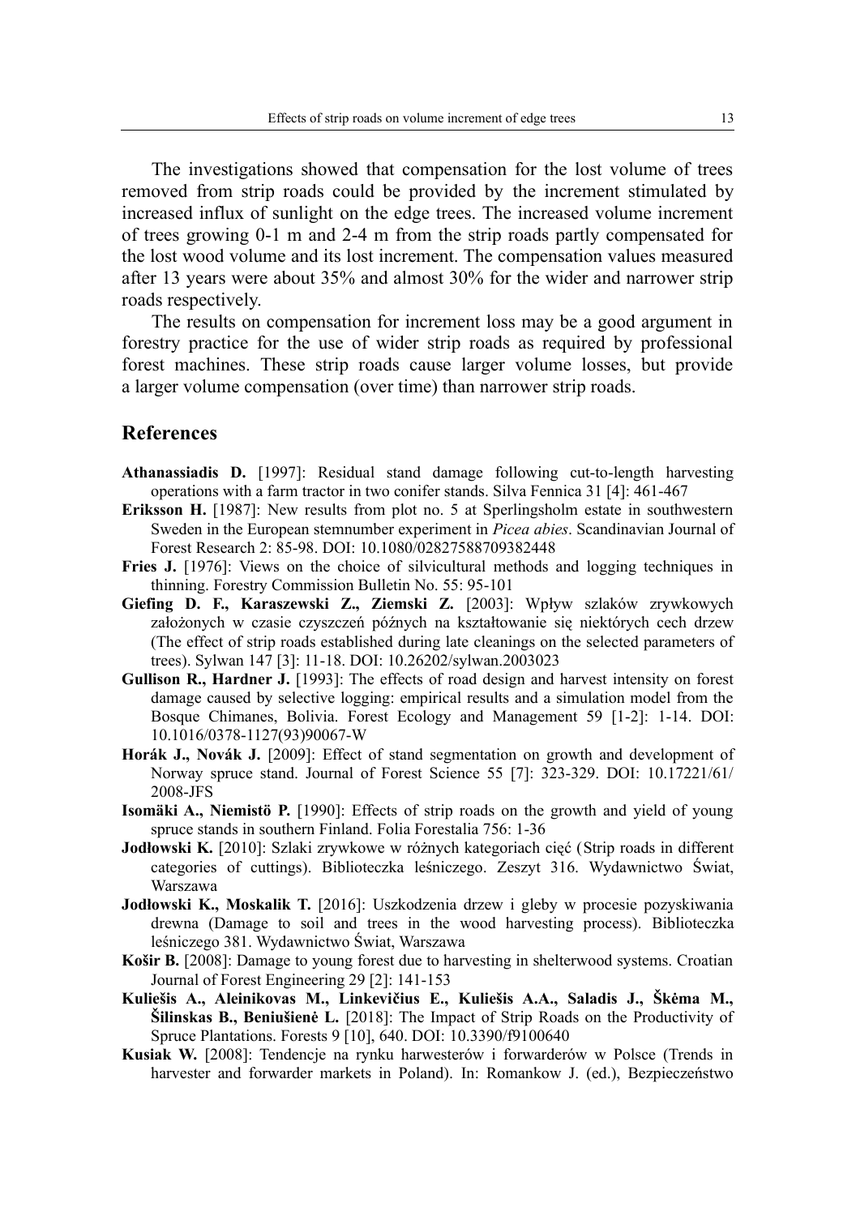The investigations showed that compensation for the lost volume of trees removed from strip roads could be provided by the increment stimulated by increased influx of sunlight on the edge trees. The increased volume increment of trees growing 0-1 m and 2-4 m from the strip roads partly compensated for the lost wood volume and its lost increment. The compensation values measured after 13 years were about 35% and almost 30% for the wider and narrower strip roads respectively.

The results on compensation for increment loss may be a good argument in forestry practice for the use of wider strip roads as required by professional forest machines. These strip roads cause larger volume losses, but provide a larger volume compensation (over time) than narrower strip roads.

## References

**Athanassiadis D.** [1997]: Residual stand damage following cut-to-length harvesting operations with a farm tractor in two conifer stands. Silva Fennica 31 [4]: 461-467

**Eriksson H.** [1987]: New results from plot no. 5 at Sperlingsholm estate in southwestern Sweden in the European stemnumber experiment in *Picea abies*. Scandinavian Journal of Forest Research 2: 85-98. DOI: 10.1080/02827588709382448

**Fries J.** [1976]: Views on the choice of silvicultural methods and logging techniques in thinning. Forestry Commission Bulletin No. 55: 95-101

**Giefing D. F., Karaszewski Z., Ziemski Z.** [2003]: Wpływ szlaków zrywkowych założonych w czasie czyszczeń późnych na kształtowanie się niektórych cech drzew (The effect of strip roads established during late cleanings on the selected parameters of trees). Sylwan 147 [3]: 11-18. DOI: 10.26202/sylwan.2003023

**Gullison R., Hardner J.** [1993]: The effects of road design and harvest intensity on forest damage caused by selective logging: empirical results and a simulation model from the Bosque Chimanes, Bolivia. Forest Ecology and Management 59 [1-2]: 1-14. DOI: 10.1016/0378-1127(93)90067-W

**Horák J., Novák J.** [2009]: Effect of stand segmentation on growth and development of Norway spruce stand. Journal of Forest Science 55 [7]: 323-329. DOI: 10.17221/61/2008-JFS

**Isomäki A., Niemistö P.** [1990]: Effects of strip roads on the growth and yield of young spruce stands in southern Finland. Folia Forestalia 756: 1-36

**Jodłowski K.** [2010]: Szlaki zrywkowe w różnych kategoriach cięć (Strip roads in different categories of cuttings). Biblioteczka leśniczego. Zeszyt 316. Wydawnictwo Świat, Warszawa

**Jodłowski K., Moskalik T.** [2016]: Uszkodzenia drzew i gleby w procesie pozyskiwania drewna (Damage to soil and trees in the wood harvesting process). Biblioteczka leśniczego 381. Wydawnictwo Świat, Warszawa

**Košir B.** [2008]: Damage to young forest due to harvesting in shelterwood systems. Croatian Journal of Forest Engineering 29 [2]: 141-153

**Kuliešis A., Aleinikovas M., Linkevičius E., Kuliešis A.A., Saladis J., Škėma M., Šilinskas B., Beniušienė L.** [2018]: The Impact of Strip Roads on the Productivity of Spruce Plantations. Forests 9 [10], 640. DOI: 10.3390/f9100640

**Kusiak W.** [2008]: Tendencje na rynku harwesterów i forwarderów w Polsce (Trends in harvester and forwarder markets in Poland). In: Romankow J. (ed.), Bezpieczeństwo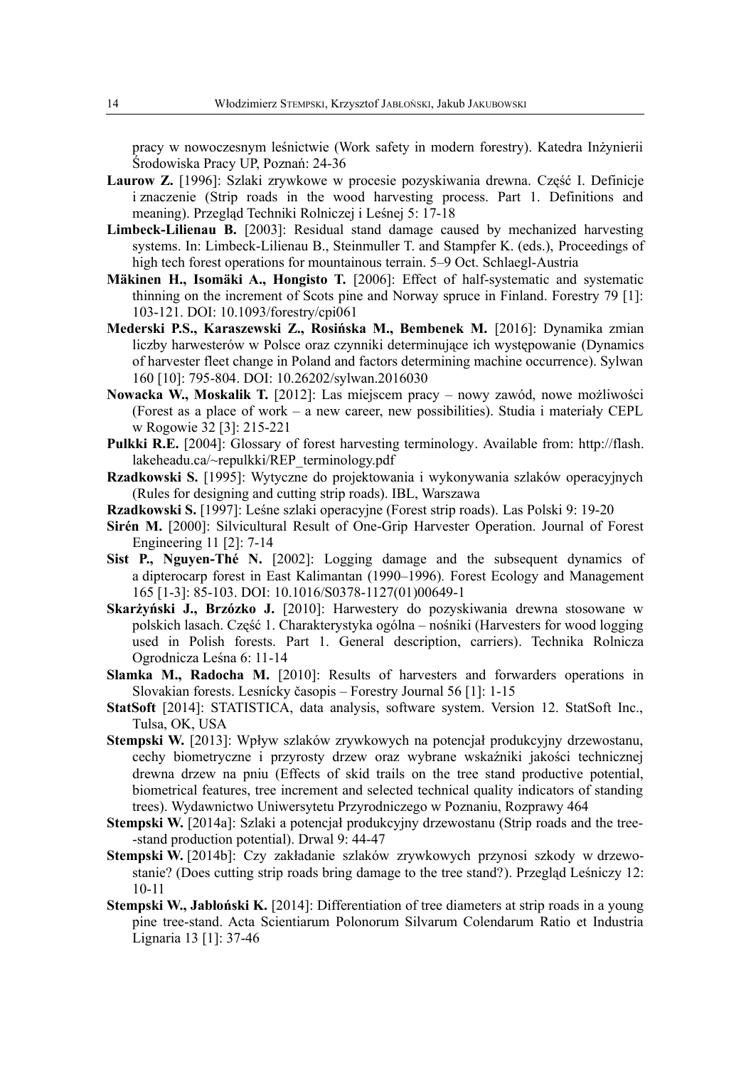pracy w nowoczesnym leśnictwie (Work safety in modern forestry). Katedra Inżynierii Środowiska Pracy UP, Poznań: 24-36

**Laurow Z.** [1996]: Szlaki zrywkowe w procesie pozyskiwania drewna. Część I. Definicje i znaczenie (Strip roads in the wood harvesting process. Part 1. Definitions and meaning). Przegląd Techniki Rolniczej i Leśnej 5: 17-18

**Limbeck-Lilienau B.** [2003]: Residual stand damage caused by mechanized harvesting systems. In: Limbeck-Lilienau B., Steinmuller T. and Stampfer K. (eds.), Proceedings of high tech forest operations for mountainous terrain. 5–9 Oct. Schlaegl-Austria

**Mäkinen H., Isomäki A., Hongisto T.** [2006]: Effect of half-systematic and systematic thinning on the increment of Scots pine and Norway spruce in Finland. Forestry 79 [1]: 103-121. DOI: 10.1093/forestry/cpi061

**Mederski P.S., Karaszewski Z., Rosińska M., Bembenek M.** [2016]: Dynamika zmian liczby harwesterów w Polsce oraz czynniki determinujące ich występowanie (Dynamics of harvester fleet change in Poland and factors determining machine occurrence). Sylwan 160 [10]: 795-804. DOI: 10.26202/sylwan.2016030

**Nowacka W., Moskalik T.** [2012]: Las miejscem pracy – nowy zawód, nowe możliwości (Forest as a place of work – a new career, new possibilities). Studia i materiały CEPL w Rogowie 32 [3]: 215-221

**Pulkki R.E.** [2004]: Glossary of forest harvesting terminology. Available from: http://flash.lakeheadu.ca/~repulkki/REP_terminology.pdf

**Rzadkowski S.** [1995]: Wytyczne do projektowania i wykonywania szlaków operacyjnych (Rules for designing and cutting strip roads). IBL, Warszawa

**Rzadkowski S.** [1997]: Leśne szlaki operacyjne (Forest strip roads). Las Polski 9: 19-20

**Sirén M.** [2000]: Silvicultural Result of One-Grip Harvester Operation. Journal of Forest Engineering 11 [2]: 7-14

**Sist P., Nguyen-Thé N.** [2002]: Logging damage and the subsequent dynamics of a dipterocarp forest in East Kalimantan (1990–1996). Forest Ecology and Management 165 [1-3]: 85-103. DOI: 10.1016/S0378-1127(01)00649-1

**Skarżyński J., Brzózko J.** [2010]: Harwestery do pozyskiwania drewna stosowane w polskich lasach. Część 1. Charakterystyka ogólna – nośniki (Harvesters for wood logging used in Polish forests. Part 1. General description, carriers). Technika Rolnicza Ogrodnicza Leśna 6: 11-14

**Slamka M., Radocha M.** [2010]: Results of harvesters and forwarders operations in Slovakian forests. Lesnícky časopis – Forestry Journal 56 [1]: 1-15

**StatSoft** [2014]: STATISTICA, data analysis, software system. Version 12. StatSoft Inc., Tulsa, OK, USA

**Stempski W.** [2013]: Wpływ szlaków zrywkowych na potencjał produkcyjny drzewostanu, cechy biometryczne i przyrosty drzew oraz wybrane wskaźniki jakości technicznej drewna drzew na pniu (Effects of skid trails on the tree stand productive potential, biometrical features, tree increment and selected technical quality indicators of standing trees). Wydawnictwo Uniwersytetu Przyrodniczego w Poznaniu, Rozprawy 464

**Stempski W.** [2014a]: Szlaki a potencjał produkcyjny drzewostanu (Strip roads and the tree-stand production potential). Drwal 9: 44-47

**Stempski W.** [2014b]: Czy zakładanie szlaków zrywkowych przynosi szkody w drzewostanie? (Does cutting strip roads bring damage to the tree stand?). Przegląd Leśniczy 12: 10-11

**Stempski W., Jabłoński K.** [2014]: Differentiation of tree diameters at strip roads in a young pine tree-stand. Acta Scientiarum Polonorum Silvarum Colendarum Ratio et Industria Lignaria 13 [1]: 37-46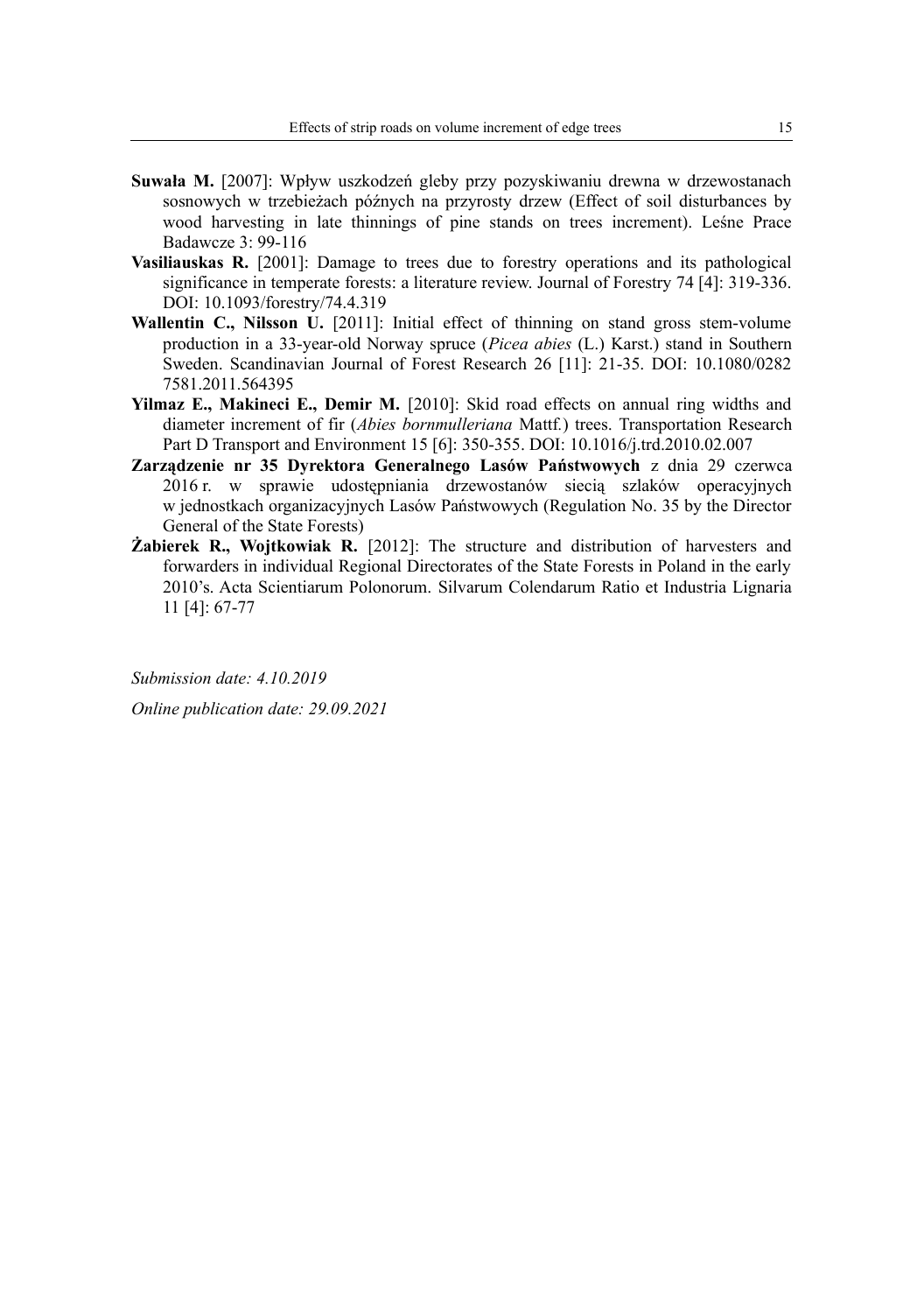**Suwała M.** [2007]: Wpływ uszkodzeń gleby przy pozyskiwaniu drewna w drzewostanach sosnowych w trzebieżach późnych na przyrosty drzew (Effect of soil disturbances by wood harvesting in late thinnings of pine stands on trees increment). Leśne Prace Badawcze 3: 99-116

**Vasiliauskas R.** [2001]: Damage to trees due to forestry operations and its pathological significance in temperate forests: a literature review. Journal of Forestry 74 [4]: 319-336. DOI: 10.1093/forestry/74.4.319

**Wallentin C., Nilsson U.** [2011]: Initial effect of thinning on stand gross stem-volume production in a 33-year-old Norway spruce (*Picea abies* (L.) Karst.) stand in Southern Sweden. Scandinavian Journal of Forest Research 26 [11]: 21-35. DOI: 10.1080/02827581.2011.564395

**Yilmaz E., Makineci E., Demir M.** [2010]: Skid road effects on annual ring widths and diameter increment of fir (*Abies bornmulleriana* Mattf.) trees. Transportation Research Part D Transport and Environment 15 [6]: 350-355. DOI: 10.1016/j.trd.2010.02.007

**Zarządzenie nr 35 Dyrektora Generalnego Lasów Państwowych** z dnia 29 czerwca 2016 r. w sprawie udostępniania drzewostanów siecią szlaków operacyjnych w jednostkach organizacyjnych Lasów Państwowych (Regulation No. 35 by the Director General of the State Forests)

**Żabierek R., Wojtkowiak R.** [2012]: The structure and distribution of harvesters and forwarders in individual Regional Directorates of the State Forests in Poland in the early 2010's. Acta Scientiarum Polonorum. Silvarum Colendarum Ratio et Industria Lignaria 11 [4]: 67-77

*Submission date: 4.10.2019*

*Online publication date: 29.09.2021*